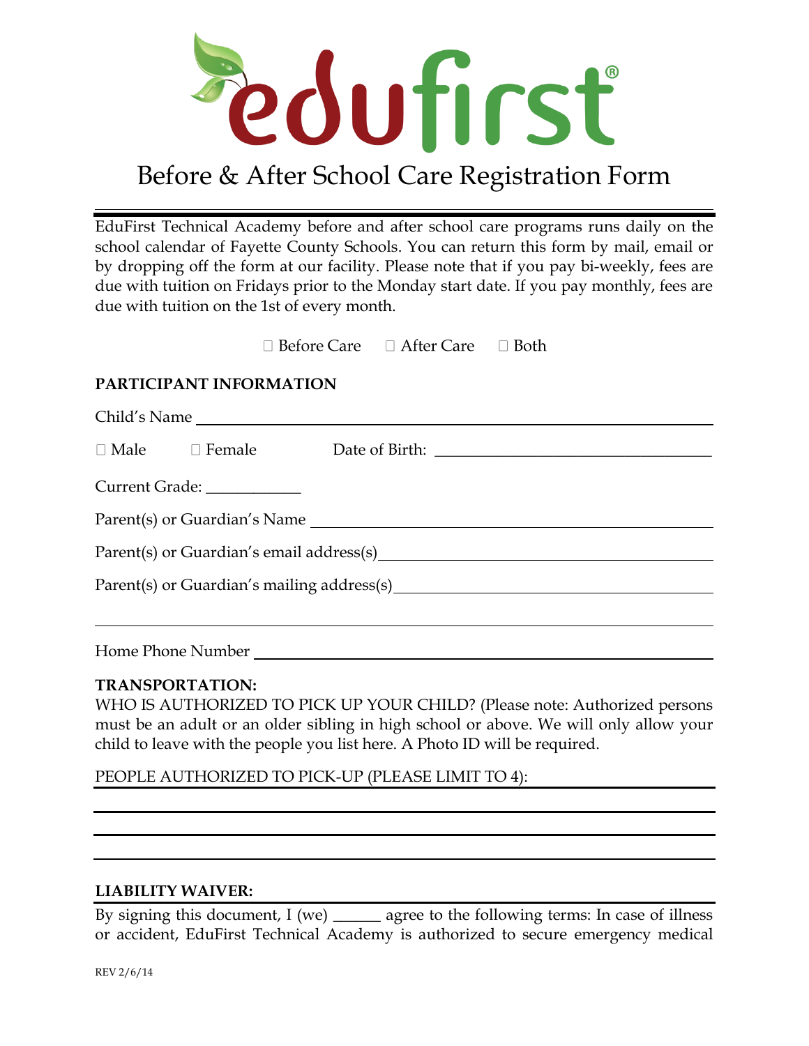# edufirst®

## Before & After School Care Registration Form

EduFirst Technical Academy before and after school care programs runs daily on the school calendar of Fayette County Schools. You can return this form by mail, email or by dropping off the form at our facility. Please note that if you pay bi-weekly, fees are due with tuition on Fridays prior to the Monday start date. If you pay monthly, fees are due with tuition on the 1st of every month.

☐ Before Care ☐ After Care ☐ Both

**PARTICIPANT INFORMATION**

Child's Name ______________________________

☐ Male ☐ Female Date of Birth: ______________________________

Current Grade: ____________

Parent(s) or Guardian's Name ______________________________

Parent(s) or Guardian's email address(s) ______________________________

Parent(s) or Guardian's mailing address(s) ______________________________

______________________________

Home Phone Number ______________________________

**TRANSPORTATION:**

WHO IS AUTHORIZED TO PICK UP YOUR CHILD? (Please note: Authorized persons must be an adult or an older sibling in high school or above. We will only allow your child to leave with the people you list here. A Photo ID will be required.

PEOPLE AUTHORIZED TO PICK-UP (PLEASE LIMIT TO 4): ______________________________

______________________________

______________________________

______________________________

**LIABILITY WAIVER:**

By signing this document, I (we) ______ agree to the following terms: In case of illness or accident, EduFirst Technical Academy is authorized to secure emergency medical

REV 2/6/14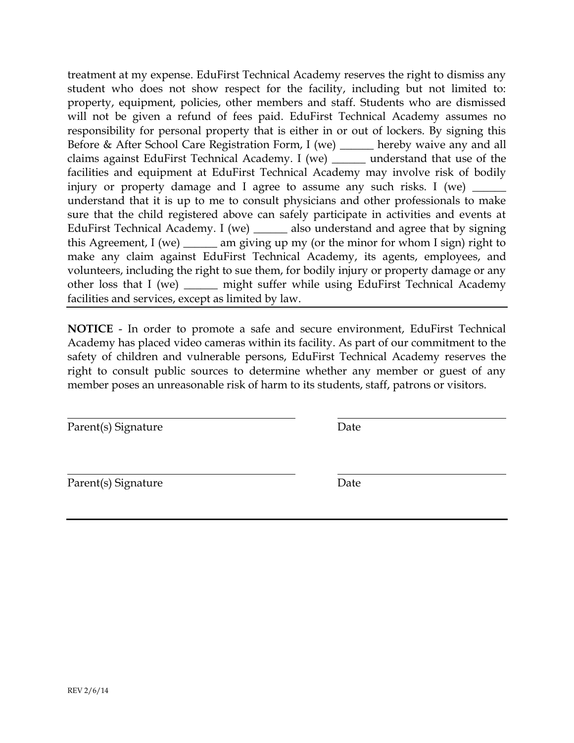treatment at my expense. EduFirst Technical Academy reserves the right to dismiss any student who does not show respect for the facility, including but not limited to: property, equipment, policies, other members and staff. Students who are dismissed will not be given a refund of fees paid. EduFirst Technical Academy assumes no responsibility for personal property that is either in or out of lockers. By signing this Before & After School Care Registration Form, I (we) ______ hereby waive any and all claims against EduFirst Technical Academy. I (we) ______ understand that use of the facilities and equipment at EduFirst Technical Academy may involve risk of bodily injury or property damage and I agree to assume any such risks. I (we) ______ understand that it is up to me to consult physicians and other professionals to make sure that the child registered above can safely participate in activities and events at EduFirst Technical Academy. I (we) ______ also understand and agree that by signing this Agreement, I (we) ______ am giving up my (or the minor for whom I sign) right to make any claim against EduFirst Technical Academy, its agents, employees, and volunteers, including the right to sue them, for bodily injury or property damage or any other loss that I (we) ______ might suffer while using EduFirst Technical Academy facilities and services, except as limited by law.

---

**NOTICE** - In order to promote a safe and secure environment, EduFirst Technical Academy has placed video cameras within its facility. As part of our commitment to the safety of children and vulnerable persons, EduFirst Technical Academy reserves the right to consult public sources to determine whether any member or guest of any member poses an unreasonable risk of harm to its students, staff, patrons or visitors.

______________________________ ______________________

Parent(s) Signature Date

______________________________ ______________________

Parent(s) Signature Date

---

REV 2/6/14